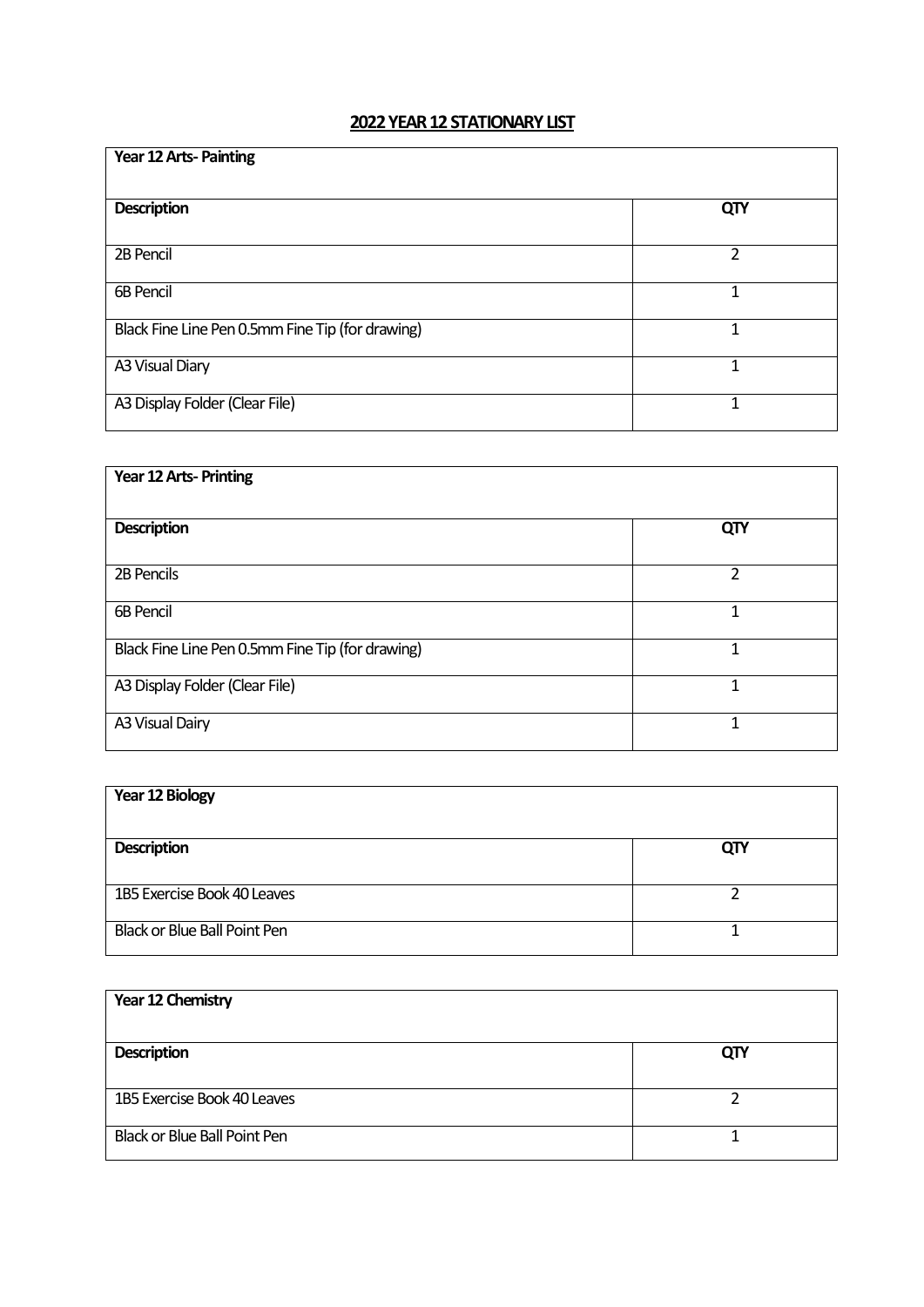# 2022 YEAR 12 STATIONARY LIST

| Year 12 Arts- Painting | |
|---|---|
| **Description** | **QTY** |
| 2B Pencil | 2 |
| 6B Pencil | 1 |
| Black Fine Line Pen 0.5mm Fine Tip (for drawing) | 1 |
| A3 Visual Diary | 1 |
| A3 Display Folder (Clear File) | 1 |

| Year 12 Arts- Printing | |
|---|---|
| **Description** | **QTY** |
| 2B Pencils | 2 |
| 6B Pencil | 1 |
| Black Fine Line Pen 0.5mm Fine Tip (for drawing) | 1 |
| A3 Display Folder (Clear File) | 1 |
| A3 Visual Dairy | 1 |

| Year 12 Biology | |
|---|---|
| **Description** | **QTY** |
| 1B5 Exercise Book 40 Leaves | 2 |
| Black or Blue Ball Point Pen | 1 |

| Year 12 Chemistry | |
|---|---|
| **Description** | **QTY** |
| 1B5 Exercise Book 40 Leaves | 2 |
| Black or Blue Ball Point Pen | 1 |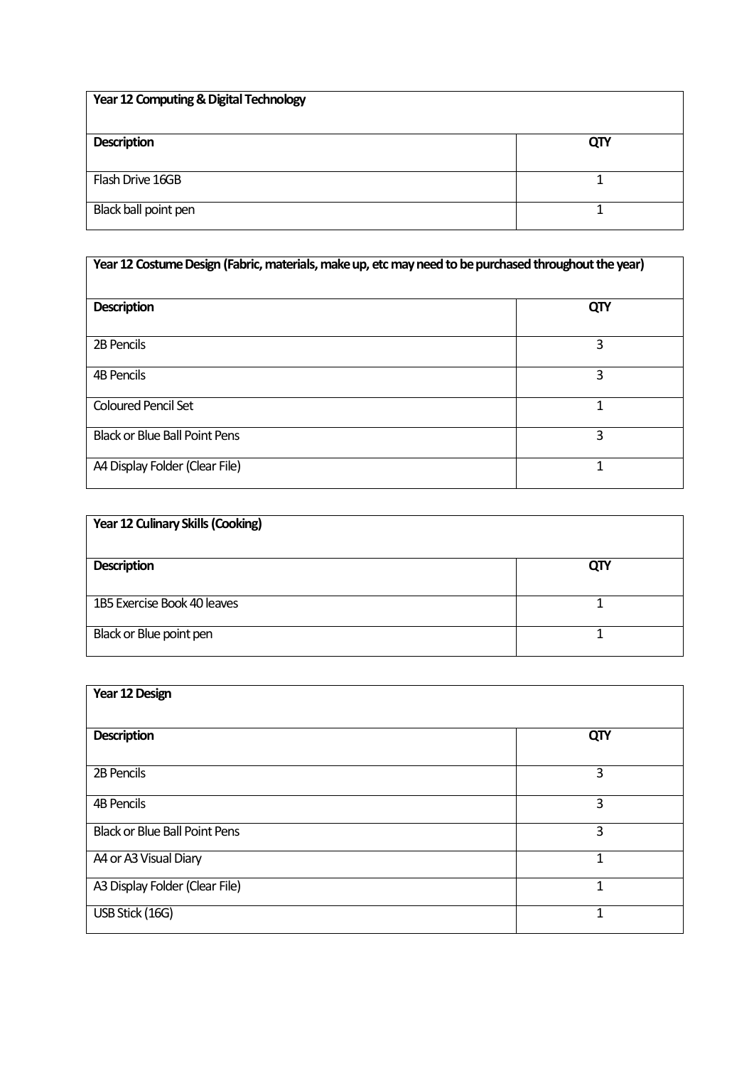| Year 12 Computing & Digital Technology | |
|---|---|
| **Description** | **QTY** |
| Flash Drive 16GB | 1 |
| Black ball point pen | 1 |

| Year 12 Costume Design (Fabric, materials, make up, etc may need to be purchased throughout the year) | |
|---|---|
| **Description** | **QTY** |
| 2B Pencils | 3 |
| 4B Pencils | 3 |
| Coloured Pencil Set | 1 |
| Black or Blue Ball Point Pens | 3 |
| A4 Display Folder (Clear File) | 1 |

| Year 12 Culinary Skills (Cooking) | |
|---|---|
| **Description** | **QTY** |
| 1B5 Exercise Book 40 leaves | 1 |
| Black or Blue point pen | 1 |

| Year 12 Design | |
|---|---|
| **Description** | **QTY** |
| 2B Pencils | 3 |
| 4B Pencils | 3 |
| Black or Blue Ball Point Pens | 3 |
| A4 or A3 Visual Diary | 1 |
| A3 Display Folder (Clear File) | 1 |
| USB Stick (16G) | 1 |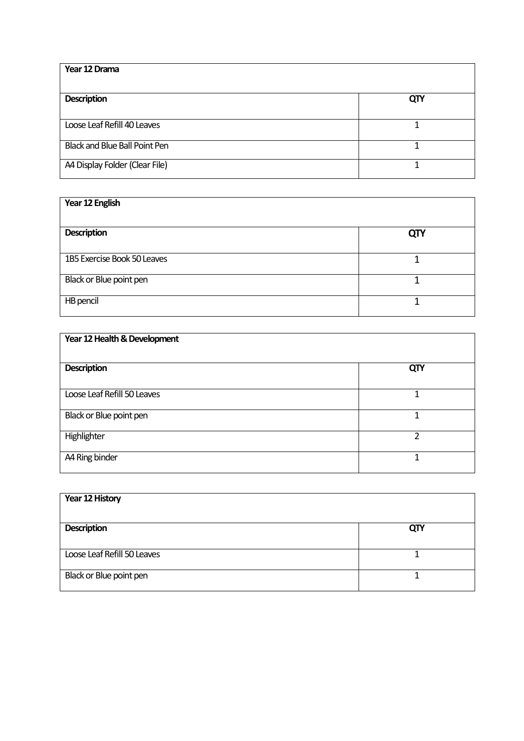| Year 12 Drama | |
|---|---|
| **Description** | **QTY** |
| Loose Leaf Refill 40 Leaves | 1 |
| Black and Blue Ball Point Pen | 1 |
| A4 Display Folder (Clear File) | 1 |

| Year 12 English | |
|---|---|
| **Description** | **QTY** |
| 1B5 Exercise Book 50 Leaves | 1 |
| Black or Blue point pen | 1 |
| HB pencil | 1 |

| Year 12 Health & Development | |
|---|---|
| **Description** | **QTY** |
| Loose Leaf Refill 50 Leaves | 1 |
| Black or Blue point pen | 1 |
| Highlighter | 2 |
| A4 Ring binder | 1 |

| Year 12 History | |
|---|---|
| **Description** | **QTY** |
| Loose Leaf Refill 50 Leaves | 1 |
| Black or Blue point pen | 1 |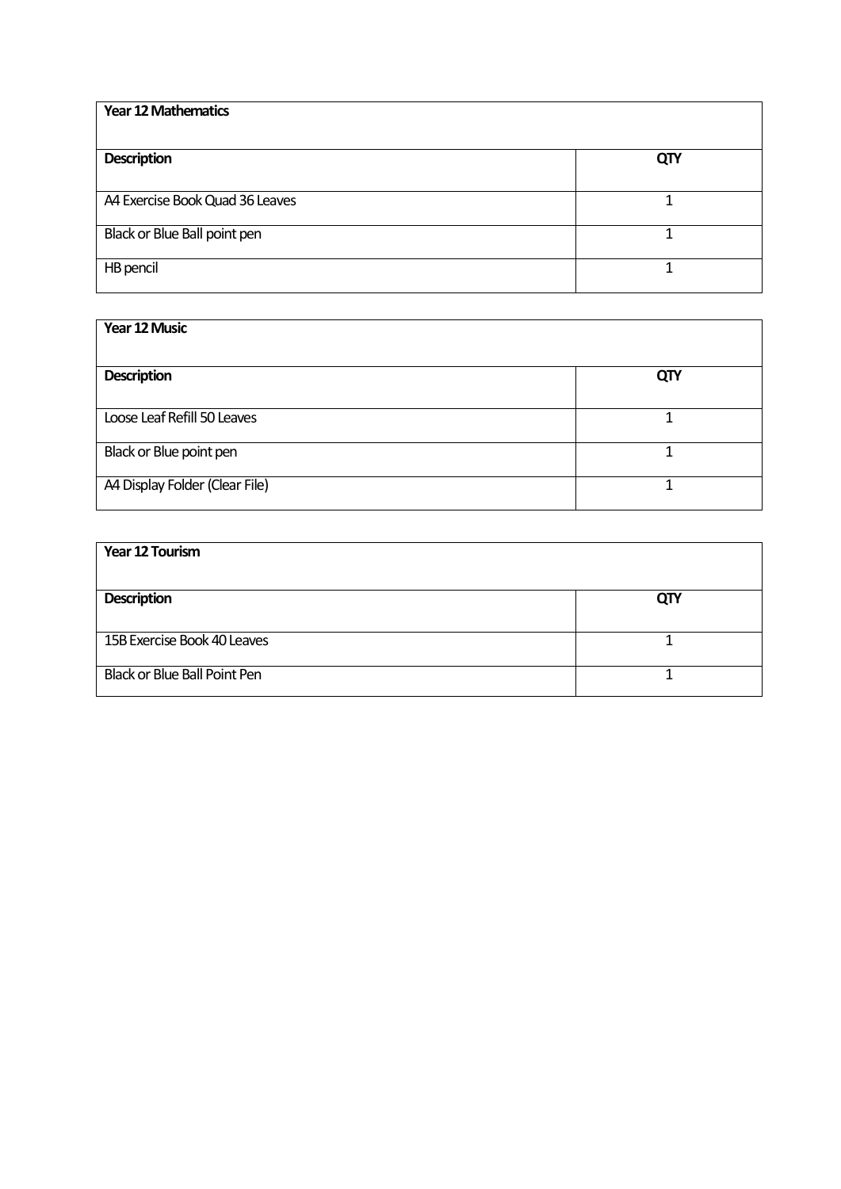| Year 12 Mathematics | |
|---|---|
| **Description** | **QTY** |
| A4 Exercise Book Quad 36 Leaves | 1 |
| Black or Blue Ball point pen | 1 |
| HB pencil | 1 |

| Year 12 Music | |
|---|---|
| **Description** | **QTY** |
| Loose Leaf Refill 50 Leaves | 1 |
| Black or Blue point pen | 1 |
| A4 Display Folder (Clear File) | 1 |

| Year 12 Tourism | |
|---|---|
| **Description** | **QTY** |
| 15B Exercise Book 40 Leaves | 1 |
| Black or Blue Ball Point Pen | 1 |